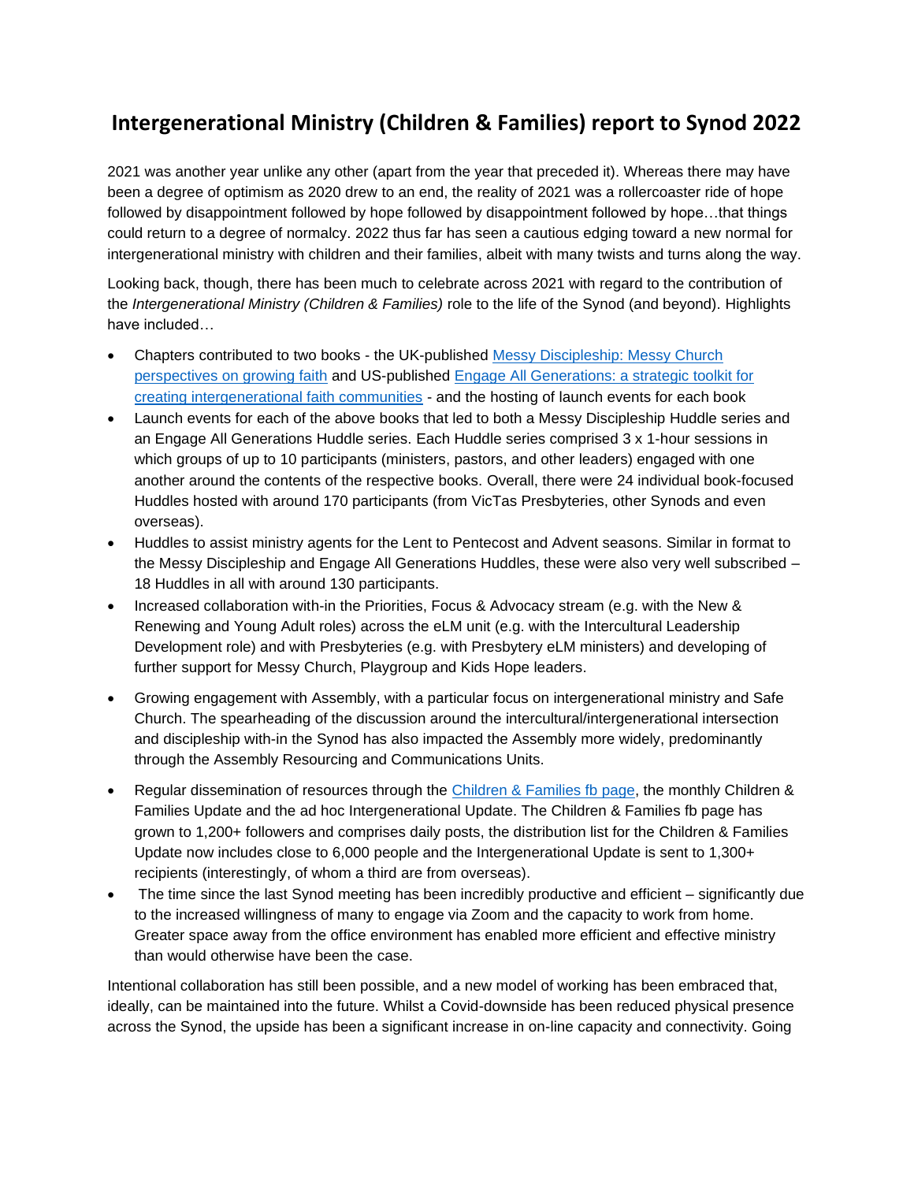# Intergenerational Ministry (Children & Families) report to Synod 2022

2021 was another year unlike any other (apart from the year that preceded it). Whereas there may have been a degree of optimism as 2020 drew to an end, the reality of 2021 was a rollercoaster ride of hope followed by disappointment followed by hope followed by disappointment followed by hope…that things could return to a degree of normalcy. 2022 thus far has seen a cautious edging toward a new normal for intergenerational ministry with children and their families, albeit with many twists and turns along the way.

Looking back, though, there has been much to celebrate across 2021 with regard to the contribution of the *Intergenerational Ministry (Children & Families)* role to the life of the Synod (and beyond). Highlights have included…

- Chapters contributed to two books - the UK-published Messy Discipleship: Messy Church perspectives on growing faith and US-published Engage All Generations: a strategic toolkit for creating intergenerational faith communities - and the hosting of launch events for each book
- Launch events for each of the above books that led to both a Messy Discipleship Huddle series and an Engage All Generations Huddle series. Each Huddle series comprised 3 x 1-hour sessions in which groups of up to 10 participants (ministers, pastors, and other leaders) engaged with one another around the contents of the respective books. Overall, there were 24 individual book-focused Huddles hosted with around 170 participants (from VicTas Presbyteries, other Synods and even overseas).
- Huddles to assist ministry agents for the Lent to Pentecost and Advent seasons. Similar in format to the Messy Discipleship and Engage All Generations Huddles, these were also very well subscribed – 18 Huddles in all with around 130 participants.
- Increased collaboration with-in the Priorities, Focus & Advocacy stream (e.g. with the New & Renewing and Young Adult roles) across the eLM unit (e.g. with the Intercultural Leadership Development role) and with Presbyteries (e.g. with Presbytery eLM ministers) and developing of further support for Messy Church, Playgroup and Kids Hope leaders.
- Growing engagement with Assembly, with a particular focus on intergenerational ministry and Safe Church. The spearheading of the discussion around the intercultural/intergenerational intersection and discipleship with-in the Synod has also impacted the Assembly more widely, predominantly through the Assembly Resourcing and Communications Units.
- Regular dissemination of resources through the Children & Families fb page, the monthly Children & Families Update and the ad hoc Intergenerational Update. The Children & Families fb page has grown to 1,200+ followers and comprises daily posts, the distribution list for the Children & Families Update now includes close to 6,000 people and the Intergenerational Update is sent to 1,300+ recipients (interestingly, of whom a third are from overseas).
- The time since the last Synod meeting has been incredibly productive and efficient – significantly due to the increased willingness of many to engage via Zoom and the capacity to work from home. Greater space away from the office environment has enabled more efficient and effective ministry than would otherwise have been the case.

Intentional collaboration has still been possible, and a new model of working has been embraced that, ideally, can be maintained into the future. Whilst a Covid-downside has been reduced physical presence across the Synod, the upside has been a significant increase in on-line capacity and connectivity. Going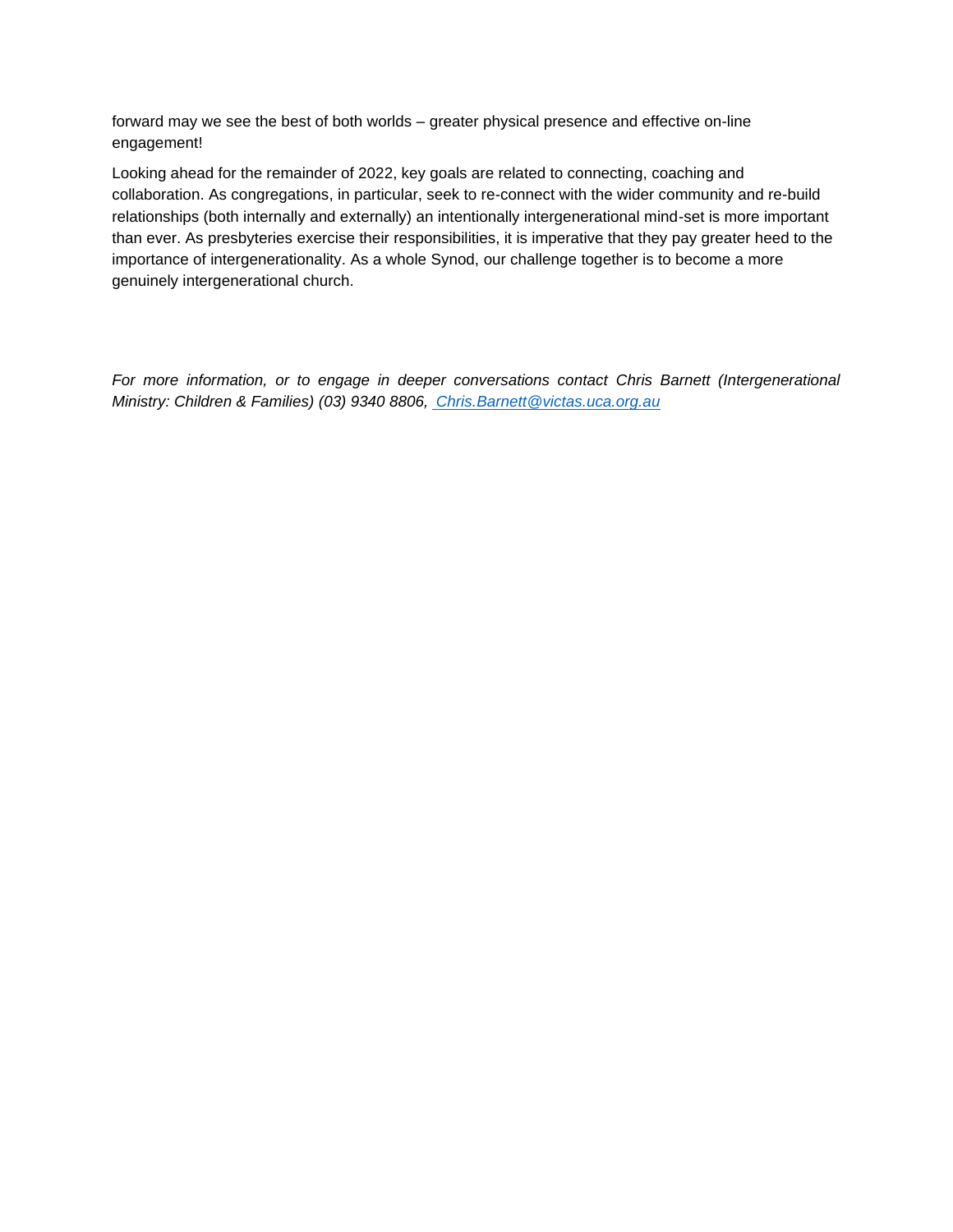forward may we see the best of both worlds – greater physical presence and effective on-line engagement!

Looking ahead for the remainder of 2022, key goals are related to connecting, coaching and collaboration. As congregations, in particular, seek to re-connect with the wider community and re-build relationships (both internally and externally) an intentionally intergenerational mind-set is more important than ever. As presbyteries exercise their responsibilities, it is imperative that they pay greater heed to the importance of intergenerationality. As a whole Synod, our challenge together is to become a more genuinely intergenerational church.

*For more information, or to engage in deeper conversations contact Chris Barnett (Intergenerational Ministry: Children & Families) (03) 9340 8806, Chris.Barnett@victas.uca.org.au*